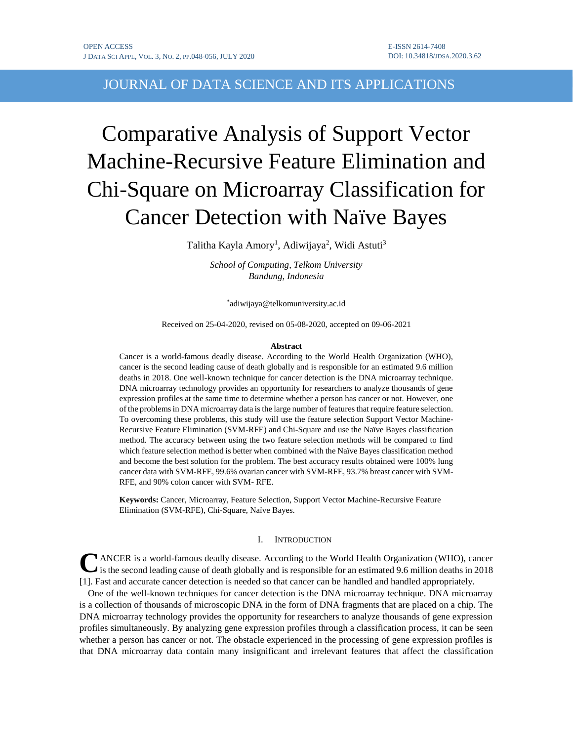# Comparative Analysis of Support Vector Machine-Recursive Feature Elimination and Chi-Square on Microarray Classification for Cancer Detection with Naïve Bayes

Talitha Kayla Amory[1], Adiwijaya[2], Widi Astuti[3]

*School of Computing, Telkom University*
*Bandung, Indonesia*

[*]adiwijaya@telkomuniversity.ac.id

Received on 25-04-2020, revised on 05-08-2020, accepted on 09-06-2021

**Abstract**

Cancer is a world-famous deadly disease. According to the World Health Organization (WHO), cancer is the second leading cause of death globally and is responsible for an estimated 9.6 million deaths in 2018. One well-known technique for cancer detection is the DNA microarray technique. DNA microarray technology provides an opportunity for researchers to analyze thousands of gene expression profiles at the same time to determine whether a person has cancer or not. However, one of the problems in DNA microarray data is the large number of features that require feature selection. To overcoming these problems, this study will use the feature selection Support Vector Machine-Recursive Feature Elimination (SVM-RFE) and Chi-Square and use the Naïve Bayes classification method. The accuracy between using the two feature selection methods will be compared to find which feature selection method is better when combined with the Naïve Bayes classification method and become the best solution for the problem. The best accuracy results obtained were 100% lung cancer data with SVM-RFE, 99.6% ovarian cancer with SVM-RFE, 93.7% breast cancer with SVM-RFE, and 90% colon cancer with SVM- RFE.

**Keywords:** Cancer, Microarray, Feature Selection, Support Vector Machine-Recursive Feature Elimination (SVM-RFE), Chi-Square, Naïve Bayes.

## I. Introduction

CANCER is a world-famous deadly disease. According to the World Health Organization (WHO), cancer is the second leading cause of death globally and is responsible for an estimated 9.6 million deaths in 2018 [1]. Fast and accurate cancer detection is needed so that cancer can be handled and handled appropriately.

One of the well-known techniques for cancer detection is the DNA microarray technique. DNA microarray is a collection of thousands of microscopic DNA in the form of DNA fragments that are placed on a chip. The DNA microarray technology provides the opportunity for researchers to analyze thousands of gene expression profiles simultaneously. By analyzing gene expression profiles through a classification process, it can be seen whether a person has cancer or not. The obstacle experienced in the processing of gene expression profiles is that DNA microarray data contain many insignificant and irrelevant features that affect the classification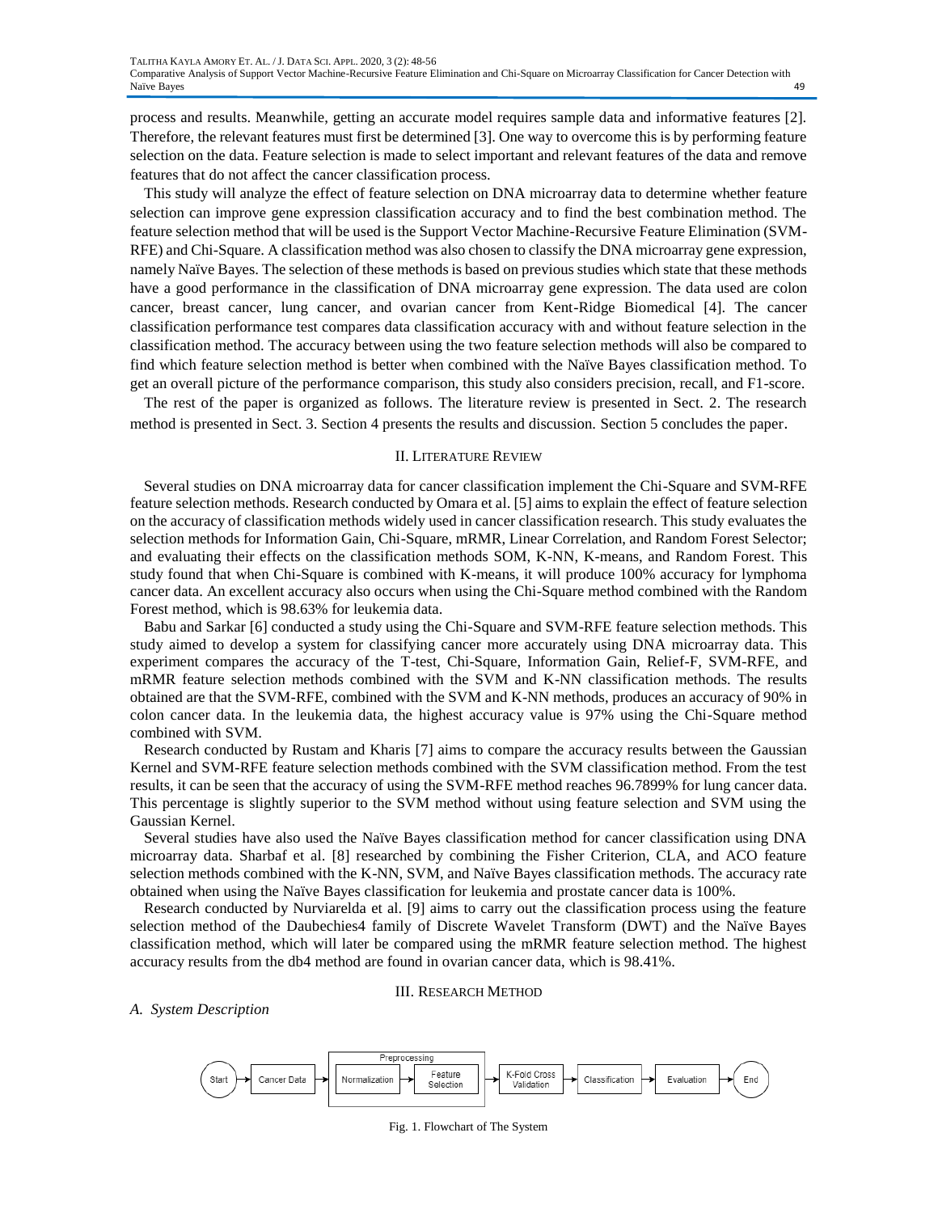process and results. Meanwhile, getting an accurate model requires sample data and informative features [2]. Therefore, the relevant features must first be determined [3]. One way to overcome this is by performing feature selection on the data. Feature selection is made to select important and relevant features of the data and remove features that do not affect the cancer classification process.

This study will analyze the effect of feature selection on DNA microarray data to determine whether feature selection can improve gene expression classification accuracy and to find the best combination method. The feature selection method that will be used is the Support Vector Machine-Recursive Feature Elimination (SVM-RFE) and Chi-Square. A classification method was also chosen to classify the DNA microarray gene expression, namely Naïve Bayes. The selection of these methods is based on previous studies which state that these methods have a good performance in the classification of DNA microarray gene expression. The data used are colon cancer, breast cancer, lung cancer, and ovarian cancer from Kent-Ridge Biomedical [4]. The cancer classification performance test compares data classification accuracy with and without feature selection in the classification method. The accuracy between using the two feature selection methods will also be compared to find which feature selection method is better when combined with the Naïve Bayes classification method. To get an overall picture of the performance comparison, this study also considers precision, recall, and F1-score.

The rest of the paper is organized as follows. The literature review is presented in Sect. 2. The research method is presented in Sect. 3. Section 4 presents the results and discussion. Section 5 concludes the paper.

## II. Literature Review

Several studies on DNA microarray data for cancer classification implement the Chi-Square and SVM-RFE feature selection methods. Research conducted by Omara et al. [5] aims to explain the effect of feature selection on the accuracy of classification methods widely used in cancer classification research. This study evaluates the selection methods for Information Gain, Chi-Square, mRMR, Linear Correlation, and Random Forest Selector; and evaluating their effects on the classification methods SOM, K-NN, K-means, and Random Forest. This study found that when Chi-Square is combined with K-means, it will produce 100% accuracy for lymphoma cancer data. An excellent accuracy also occurs when using the Chi-Square method combined with the Random Forest method, which is 98.63% for leukemia data.

Babu and Sarkar [6] conducted a study using the Chi-Square and SVM-RFE feature selection methods. This study aimed to develop a system for classifying cancer more accurately using DNA microarray data. This experiment compares the accuracy of the T-test, Chi-Square, Information Gain, Relief-F, SVM-RFE, and mRMR feature selection methods combined with the SVM and K-NN classification methods. The results obtained are that the SVM-RFE, combined with the SVM and K-NN methods, produces an accuracy of 90% in colon cancer data. In the leukemia data, the highest accuracy value is 97% using the Chi-Square method combined with SVM.

Research conducted by Rustam and Kharis [7] aims to compare the accuracy results between the Gaussian Kernel and SVM-RFE feature selection methods combined with the SVM classification method. From the test results, it can be seen that the accuracy of using the SVM-RFE method reaches 96.7899% for lung cancer data. This percentage is slightly superior to the SVM method without using feature selection and SVM using the Gaussian Kernel.

Several studies have also used the Naïve Bayes classification method for cancer classification using DNA microarray data. Sharbaf et al. [8] researched by combining the Fisher Criterion, CLA, and ACO feature selection methods combined with the K-NN, SVM, and Naïve Bayes classification methods. The accuracy rate obtained when using the Naïve Bayes classification for leukemia and prostate cancer data is 100%.

Research conducted by Nurviarelda et al. [9] aims to carry out the classification process using the feature selection method of the Daubechies4 family of Discrete Wavelet Transform (DWT) and the Naïve Bayes classification method, which will later be compared using the mRMR feature selection method. The highest accuracy results from the db4 method are found in ovarian cancer data, which is 98.41%.

## III. Research Method

### *A. System Description*

Fig. 1. Flowchart of The System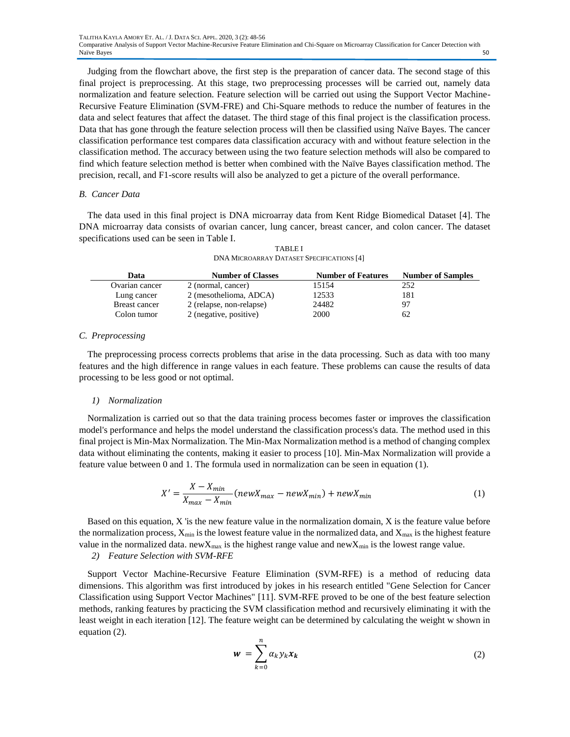Judging from the flowchart above, the first step is the preparation of cancer data. The second stage of this final project is preprocessing. At this stage, two preprocessing processes will be carried out, namely data normalization and feature selection. Feature selection will be carried out using the Support Vector Machine-Recursive Feature Elimination (SVM-FRE) and Chi-Square methods to reduce the number of features in the data and select features that affect the dataset. The third stage of this final project is the classification process. Data that has gone through the feature selection process will then be classified using Naïve Bayes. The cancer classification performance test compares data classification accuracy with and without feature selection in the classification method. The accuracy between using the two feature selection methods will also be compared to find which feature selection method is better when combined with the Naïve Bayes classification method. The precision, recall, and F1-score results will also be analyzed to get a picture of the overall performance.

### *B. Cancer Data*

The data used in this final project is DNA microarray data from Kent Ridge Biomedical Dataset [4]. The DNA microarray data consists of ovarian cancer, lung cancer, breast cancer, and colon cancer. The dataset specifications used can be seen in Table I.

TABLE I
DNA MICROARRAY DATASET SPECIFICATIONS [4]

| Data | Number of Classes | Number of Features | Number of Samples |
|---|---|---|---|
| Ovarian cancer | 2 (normal, cancer) | 15154 | 252 |
| Lung cancer | 2 (mesothelioma, ADCA) | 12533 | 181 |
| Breast cancer | 2 (relapse, non-relapse) | 24482 | 97 |
| Colon tumor | 2 (negative, positive) | 2000 | 62 |

### *C. Preprocessing*

The preprocessing process corrects problems that arise in the data processing. Such as data with too many features and the high difference in range values in each feature. These problems can cause the results of data processing to be less good or not optimal.

#### *1) Normalization*

Normalization is carried out so that the data training process becomes faster or improves the classification model's performance and helps the model understand the classification process's data. The method used in this final project is Min-Max Normalization. The Min-Max Normalization method is a method of changing complex data without eliminating the contents, making it easier to process [10]. Min-Max Normalization will provide a feature value between 0 and 1. The formula used in normalization can be seen in equation (1).

$$X' = \frac{X - X_{min}}{X_{max} - X_{min}}(newX_{max} - newX_{min}) + newX_{min} \tag{1}$$

Based on this equation, X 'is the new feature value in the normalization domain, X is the feature value before the normalization process, $X_{min}$ is the lowest feature value in the normalized data, and $X_{max}$ is the highest feature value in the normalized data. $newX_{max}$ is the highest range value and $newX_{min}$ is the lowest range value.

#### *2) Feature Selection with SVM-RFE*

Support Vector Machine-Recursive Feature Elimination (SVM-RFE) is a method of reducing data dimensions. This algorithm was first introduced by jokes in his research entitled "Gene Selection for Cancer Classification using Support Vector Machines" [11]. SVM-RFE proved to be one of the best feature selection methods, ranking features by practicing the SVM classification method and recursively eliminating it with the least weight in each iteration [12]. The feature weight can be determined by calculating the weight w shown in equation (2).

$$\boldsymbol{w} = \sum_{k=0}^{n} \alpha_k y_k \boldsymbol{x_k} \tag{2}$$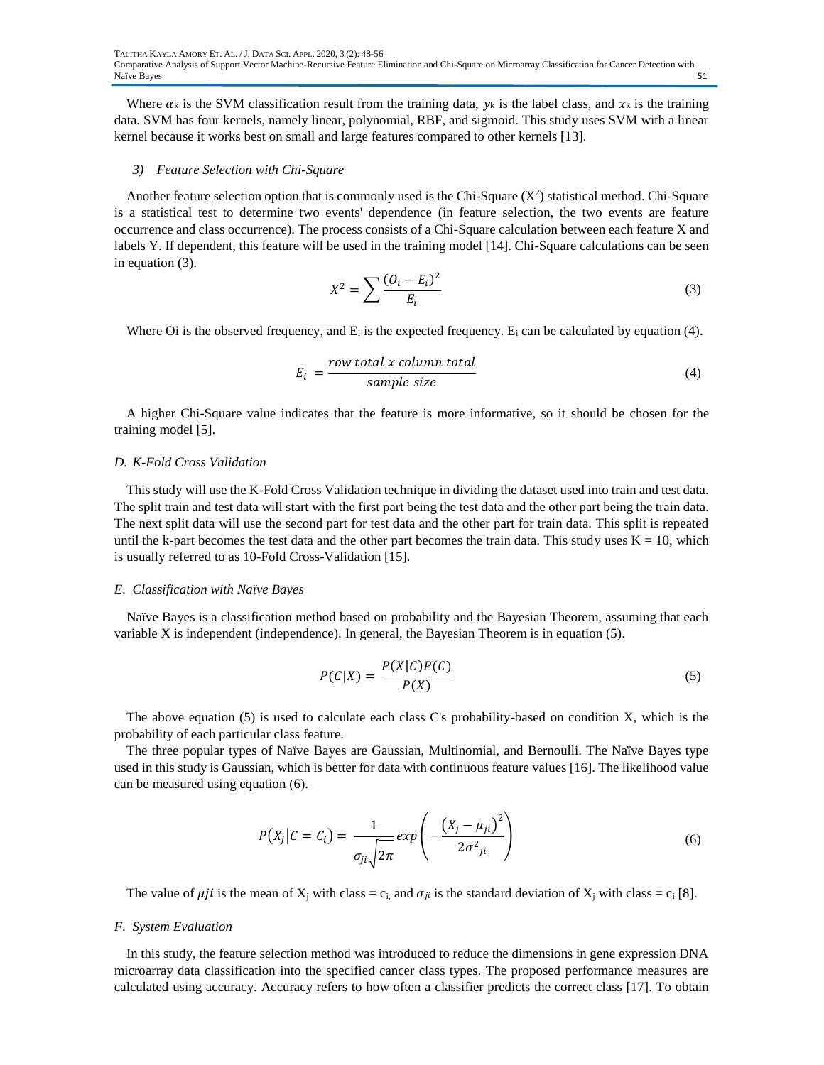Where $\alpha_k$ is the SVM classification result from the training data, $y_k$ is the label class, and $x_k$ is the training data. SVM has four kernels, namely linear, polynomial, RBF, and sigmoid. This study uses SVM with a linear kernel because it works best on small and large features compared to other kernels [13].

#### *3) Feature Selection with Chi-Square*

Another feature selection option that is commonly used is the Chi-Square ($X^2$) statistical method. Chi-Square is a statistical test to determine two events' dependence (in feature selection, the two events are feature occurrence and class occurrence). The process consists of a Chi-Square calculation between each feature X and labels Y. If dependent, this feature will be used in the training model [14]. Chi-Square calculations can be seen in equation (3).

$$X^2 = \sum \frac{(O_i - E_i)^2}{E_i} \tag{3}$$

Where Oi is the observed frequency, and $E_i$ is the expected frequency. $E_i$ can be calculated by equation (4).

$$E_i = \frac{row\ total\ x\ column\ total}{sample\ size} \tag{4}$$

A higher Chi-Square value indicates that the feature is more informative, so it should be chosen for the training model [5].

### *D. K-Fold Cross Validation*

This study will use the K-Fold Cross Validation technique in dividing the dataset used into train and test data. The split train and test data will start with the first part being the test data and the other part being the train data. The next split data will use the second part for test data and the other part for train data. This split is repeated until the k-part becomes the test data and the other part becomes the train data. This study uses K = 10, which is usually referred to as 10-Fold Cross-Validation [15].

### *E. Classification with Naïve Bayes*

Naïve Bayes is a classification method based on probability and the Bayesian Theorem, assuming that each variable X is independent (independence). In general, the Bayesian Theorem is in equation (5).

$$P(C|X) = \frac{P(X|C)P(C)}{P(X)} \tag{5}$$

The above equation (5) is used to calculate each class C's probability-based on condition X, which is the probability of each particular class feature.

The three popular types of Naïve Bayes are Gaussian, Multinomial, and Bernoulli. The Naïve Bayes type used in this study is Gaussian, which is better for data with continuous feature values [16]. The likelihood value can be measured using equation (6).

$$P(X_j|C = C_i) = \frac{1}{\sigma_{ji}\sqrt{2\pi}} exp\left(-\frac{\left(X_j - \mu_{ji}\right)^2}{2\sigma^2{}_{ji}}\right) \tag{6}$$

The value of $\mu ji$ is the mean of $X_j$ with class = $c_i$, and $\sigma_{ji}$ is the standard deviation of $X_j$ with class = $c_i$ [8].

### *F. System Evaluation*

In this study, the feature selection method was introduced to reduce the dimensions in gene expression DNA microarray data classification into the specified cancer class types. The proposed performance measures are calculated using accuracy. Accuracy refers to how often a classifier predicts the correct class [17]. To obtain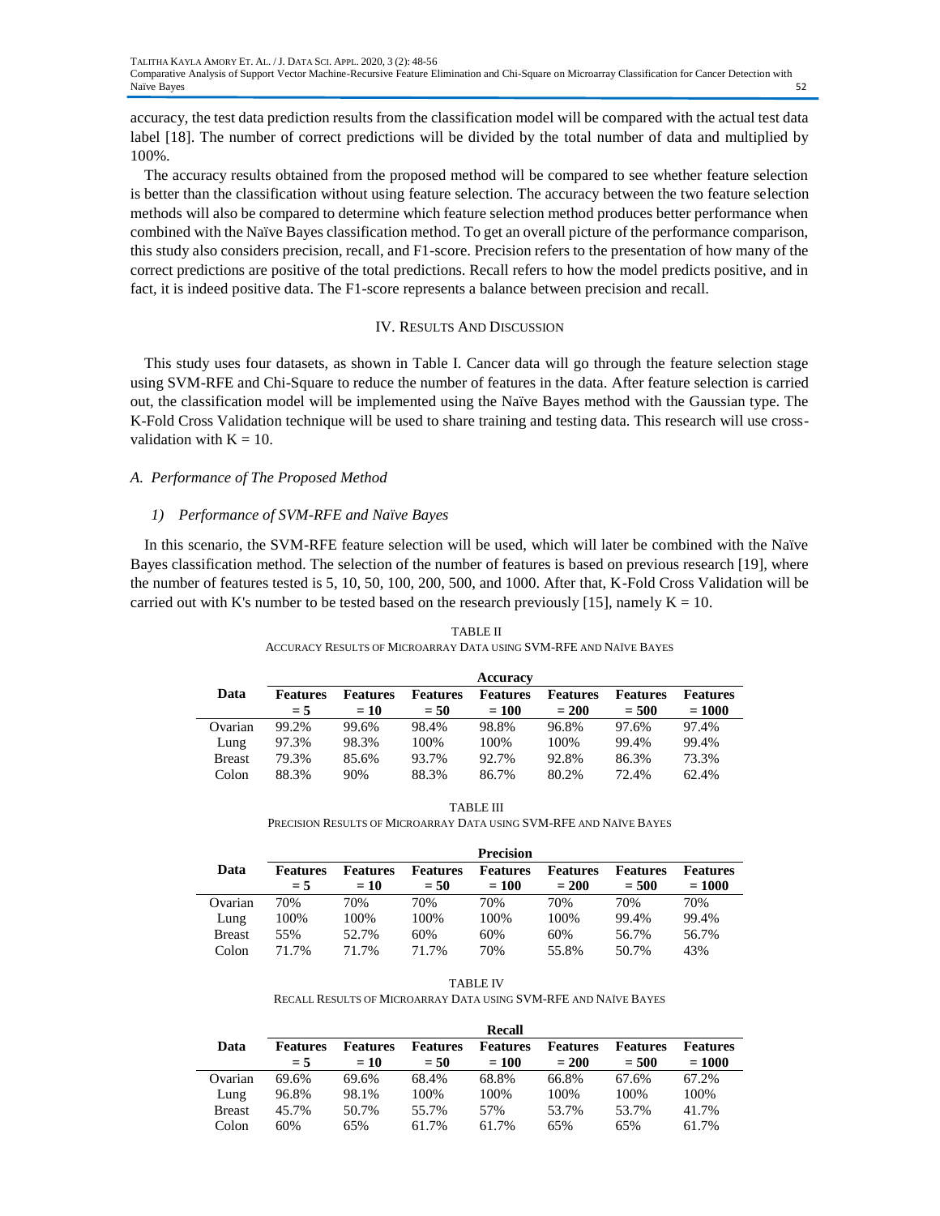accuracy, the test data prediction results from the classification model will be compared with the actual test data label [18]. The number of correct predictions will be divided by the total number of data and multiplied by 100%.

The accuracy results obtained from the proposed method will be compared to see whether feature selection is better than the classification without using feature selection. The accuracy between the two feature selection methods will also be compared to determine which feature selection method produces better performance when combined with the Naïve Bayes classification method. To get an overall picture of the performance comparison, this study also considers precision, recall, and F1-score. Precision refers to the presentation of how many of the correct predictions are positive of the total predictions. Recall refers to how the model predicts positive, and in fact, it is indeed positive data. The F1-score represents a balance between precision and recall.

## IV. Results And Discussion

This study uses four datasets, as shown in Table I. Cancer data will go through the feature selection stage using SVM-RFE and Chi-Square to reduce the number of features in the data. After feature selection is carried out, the classification model will be implemented using the Naïve Bayes method with the Gaussian type. The K-Fold Cross Validation technique will be used to share training and testing data. This research will use cross-validation with K = 10.

### *A. Performance of The Proposed Method*

#### *1) Performance of SVM-RFE and Naïve Bayes*

In this scenario, the SVM-RFE feature selection will be used, which will later be combined with the Naïve Bayes classification method. The selection of the number of features is based on previous research [19], where the number of features tested is 5, 10, 50, 100, 200, 500, and 1000. After that, K-Fold Cross Validation will be carried out with K's number to be tested based on the research previously [15], namely K = 10.

TABLE II
Accuracy Results of Microarray Data using SVM-RFE and Naïve Bayes

| Data | Accuracy | | | | | | |
|---|---|---|---|---|---|---|---|
| | **Features = 5** | **Features = 10** | **Features = 50** | **Features = 100** | **Features = 200** | **Features = 500** | **Features = 1000** |
| Ovarian | 99.2% | 99.6% | 98.4% | 98.8% | 96.8% | 97.6% | 97.4% |
| Lung | 97.3% | 98.3% | 100% | 100% | 100% | 99.4% | 99.4% |
| Breast | 79.3% | 85.6% | 93.7% | 92.7% | 92.8% | 86.3% | 73.3% |
| Colon | 88.3% | 90% | 88.3% | 86.7% | 80.2% | 72.4% | 62.4% |

TABLE III
Precision Results of Microarray Data using SVM-RFE and Naïve Bayes

| Data | Precision | | | | | | |
|---|---|---|---|---|---|---|---|
| | **Features = 5** | **Features = 10** | **Features = 50** | **Features = 100** | **Features = 200** | **Features = 500** | **Features = 1000** |
| Ovarian | 70% | 70% | 70% | 70% | 70% | 70% | 70% |
| Lung | 100% | 100% | 100% | 100% | 100% | 99.4% | 99.4% |
| Breast | 55% | 52.7% | 60% | 60% | 60% | 56.7% | 56.7% |
| Colon | 71.7% | 71.7% | 71.7% | 70% | 55.8% | 50.7% | 43% |

TABLE IV
Recall Results of Microarray Data using SVM-RFE and Naïve Bayes

| Data | Recall | | | | | | |
|---|---|---|---|---|---|---|---|
| | **Features = 5** | **Features = 10** | **Features = 50** | **Features = 100** | **Features = 200** | **Features = 500** | **Features = 1000** |
| Ovarian | 69.6% | 69.6% | 68.4% | 68.8% | 66.8% | 67.6% | 67.2% |
| Lung | 96.8% | 98.1% | 100% | 100% | 100% | 100% | 100% |
| Breast | 45.7% | 50.7% | 55.7% | 57% | 53.7% | 53.7% | 41.7% |
| Colon | 60% | 65% | 61.7% | 61.7% | 65% | 65% | 61.7% |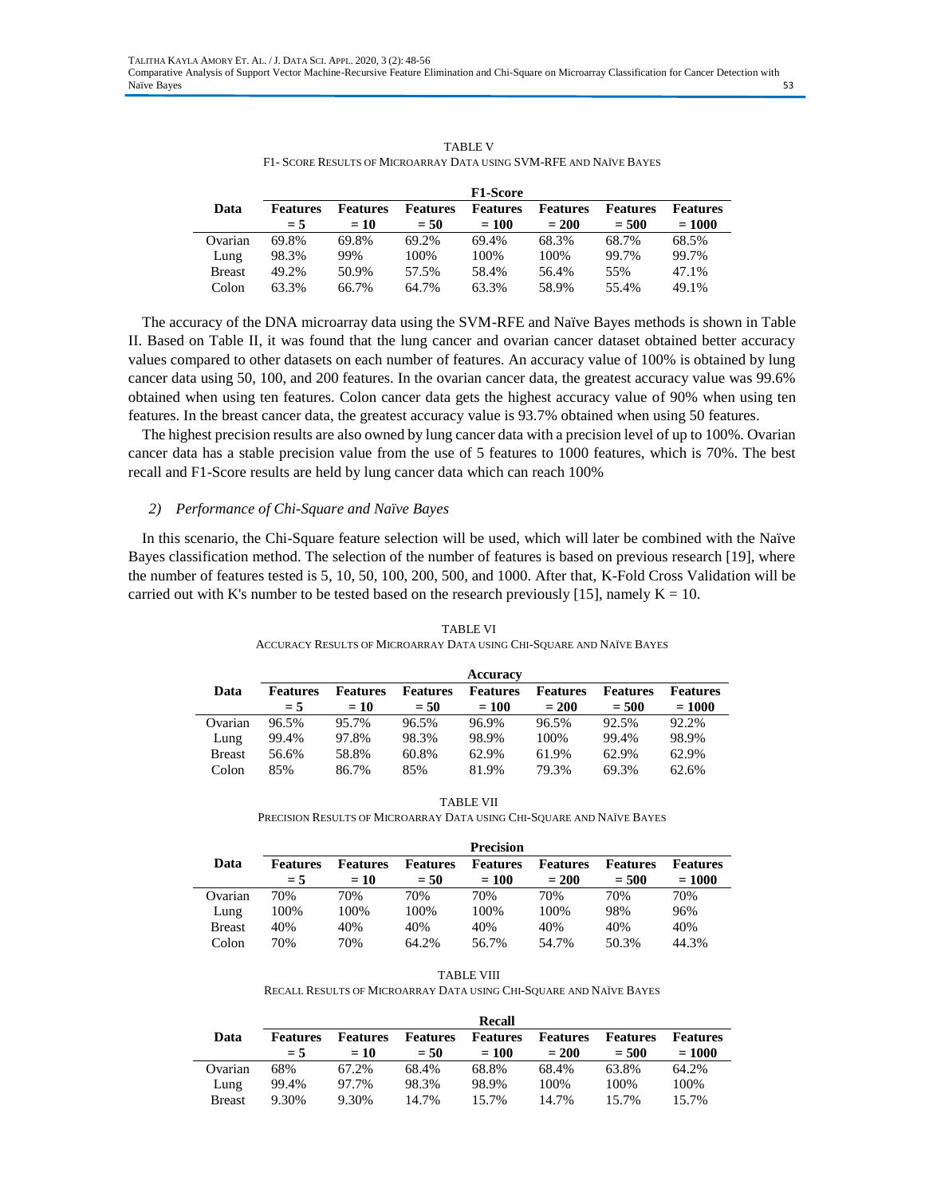TABLE V
F1- SCORE RESULTS OF MICROARRAY DATA USING SVM-RFE AND NAÏVE BAYES

| Data | F1-Score | | | | | | |
|---|---|---|---|---|---|---|---|
| | **Features = 5** | **Features = 10** | **Features = 50** | **Features = 100** | **Features = 200** | **Features = 500** | **Features = 1000** |
| Ovarian | 69.8% | 69.8% | 69.2% | 69.4% | 68.3% | 68.7% | 68.5% |
| Lung | 98.3% | 99% | 100% | 100% | 100% | 99.7% | 99.7% |
| Breast | 49.2% | 50.9% | 57.5% | 58.4% | 56.4% | 55% | 47.1% |
| Colon | 63.3% | 66.7% | 64.7% | 63.3% | 58.9% | 55.4% | 49.1% |

The accuracy of the DNA microarray data using the SVM-RFE and Naïve Bayes methods is shown in Table II. Based on Table II, it was found that the lung cancer and ovarian cancer dataset obtained better accuracy values compared to other datasets on each number of features. An accuracy value of 100% is obtained by lung cancer data using 50, 100, and 200 features. In the ovarian cancer data, the greatest accuracy value was 99.6% obtained when using ten features. Colon cancer data gets the highest accuracy value of 90% when using ten features. In the breast cancer data, the greatest accuracy value is 93.7% obtained when using 50 features.

The highest precision results are also owned by lung cancer data with a precision level of up to 100%. Ovarian cancer data has a stable precision value from the use of 5 features to 1000 features, which is 70%. The best recall and F1-Score results are held by lung cancer data which can reach 100%

### *2) Performance of Chi-Square and Naïve Bayes*

In this scenario, the Chi-Square feature selection will be used, which will later be combined with the Naïve Bayes classification method. The selection of the number of features is based on previous research [19], where the number of features tested is 5, 10, 50, 100, 200, 500, and 1000. After that, K-Fold Cross Validation will be carried out with K's number to be tested based on the research previously [15], namely K = 10.

TABLE VI
ACCURACY RESULTS OF MICROARRAY DATA USING CHI-SQUARE AND NAÏVE BAYES

| Data | Accuracy | | | | | | |
|---|---|---|---|---|---|---|---|
| | **Features = 5** | **Features = 10** | **Features = 50** | **Features = 100** | **Features = 200** | **Features = 500** | **Features = 1000** |
| Ovarian | 96.5% | 95.7% | 96.5% | 96.9% | 96.5% | 92.5% | 92.2% |
| Lung | 99.4% | 97.8% | 98.3% | 98.9% | 100% | 99.4% | 98.9% |
| Breast | 56.6% | 58.8% | 60.8% | 62.9% | 61.9% | 62.9% | 62.9% |
| Colon | 85% | 86.7% | 85% | 81.9% | 79.3% | 69.3% | 62.6% |

TABLE VII
PRECISION RESULTS OF MICROARRAY DATA USING CHI-SQUARE AND NAÏVE BAYES

| Data | Precision | | | | | | |
|---|---|---|---|---|---|---|---|
| | **Features = 5** | **Features = 10** | **Features = 50** | **Features = 100** | **Features = 200** | **Features = 500** | **Features = 1000** |
| Ovarian | 70% | 70% | 70% | 70% | 70% | 70% | 70% |
| Lung | 100% | 100% | 100% | 100% | 100% | 98% | 96% |
| Breast | 40% | 40% | 40% | 40% | 40% | 40% | 40% |
| Colon | 70% | 70% | 64.2% | 56.7% | 54.7% | 50.3% | 44.3% |

TABLE VIII
RECALL RESULTS OF MICROARRAY DATA USING CHI-SQUARE AND NAÏVE BAYES

| Data | Recall | | | | | | |
|---|---|---|---|---|---|---|---|
| | **Features = 5** | **Features = 10** | **Features = 50** | **Features = 100** | **Features = 200** | **Features = 500** | **Features = 1000** |
| Ovarian | 68% | 67.2% | 68.4% | 68.8% | 68.4% | 63.8% | 64.2% |
| Lung | 99.4% | 97.7% | 98.3% | 98.9% | 100% | 100% | 100% |
| Breast | 9.30% | 9.30% | 14.7% | 15.7% | 14.7% | 15.7% | 15.7% |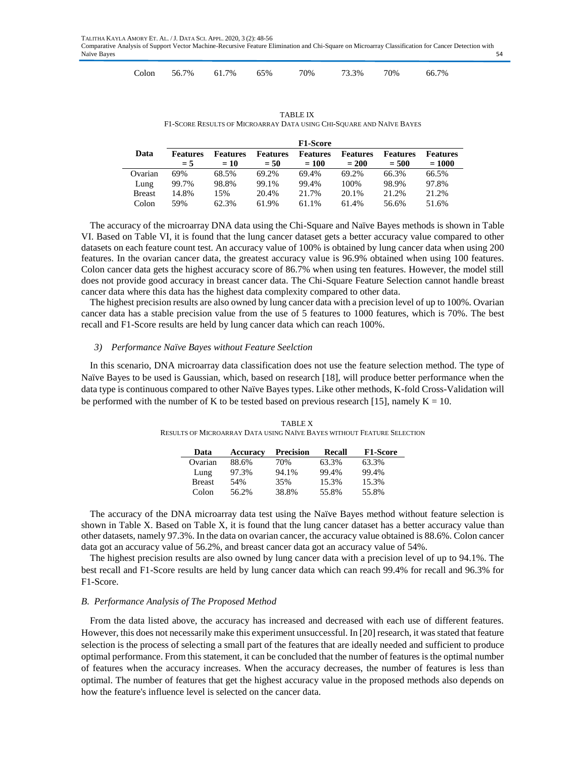| Colon | 56.7% | 61.7% | 65% | 70% | 73.3% | 70% | 66.7% |
|---|---|---|---|---|---|---|---|

TABLE IX
F1-SCORE RESULTS OF MICROARRAY DATA USING CHI-SQUARE AND NAÏVE BAYES

| Data | F1-Score | | | | | | |
|---|---|---|---|---|---|---|---|
| | Features = 5 | Features = 10 | Features = 50 | Features = 100 | Features = 200 | Features = 500 | Features = 1000 |
| Ovarian | 69% | 68.5% | 69.2% | 69.4% | 69.2% | 66.3% | 66.5% |
| Lung | 99.7% | 98.8% | 99.1% | 99.4% | 100% | 98.9% | 97.8% |
| Breast | 14.8% | 15% | 20.4% | 21.7% | 20.1% | 21.2% | 21.2% |
| Colon | 59% | 62.3% | 61.9% | 61.1% | 61.4% | 56.6% | 51.6% |

The accuracy of the microarray DNA data using the Chi-Square and Naïve Bayes methods is shown in Table VI. Based on Table VI, it is found that the lung cancer dataset gets a better accuracy value compared to other datasets on each feature count test. An accuracy value of 100% is obtained by lung cancer data when using 200 features. In the ovarian cancer data, the greatest accuracy value is 96.9% obtained when using 100 features. Colon cancer data gets the highest accuracy score of 86.7% when using ten features. However, the model still does not provide good accuracy in breast cancer data. The Chi-Square Feature Selection cannot handle breast cancer data where this data has the highest data complexity compared to other data.

The highest precision results are also owned by lung cancer data with a precision level of up to 100%. Ovarian cancer data has a stable precision value from the use of 5 features to 1000 features, which is 70%. The best recall and F1-Score results are held by lung cancer data which can reach 100%.

### *3) Performance Naïve Bayes without Feature Seelction*

In this scenario, DNA microarray data classification does not use the feature selection method. The type of Naïve Bayes to be used is Gaussian, which, based on research [18], will produce better performance when the data type is continuous compared to other Naïve Bayes types. Like other methods, K-fold Cross-Validation will be performed with the number of K to be tested based on previous research [15], namely K = 10.

TABLE X
RESULTS OF MICROARRAY DATA USING NAÏVE BAYES WITHOUT FEATURE SELECTION

| Data | Accuracy | Precision | Recall | F1-Score |
|---|---|---|---|---|
| Ovarian | 88.6% | 70% | 63.3% | 63.3% |
| Lung | 97.3% | 94.1% | 99.4% | 99.4% |
| Breast | 54% | 35% | 15.3% | 15.3% |
| Colon | 56.2% | 38.8% | 55.8% | 55.8% |

The accuracy of the DNA microarray data test using the Naïve Bayes method without feature selection is shown in Table X. Based on Table X, it is found that the lung cancer dataset has a better accuracy value than other datasets, namely 97.3%. In the data on ovarian cancer, the accuracy value obtained is 88.6%. Colon cancer data got an accuracy value of 56.2%, and breast cancer data got an accuracy value of 54%.

The highest precision results are also owned by lung cancer data with a precision level of up to 94.1%. The best recall and F1-Score results are held by lung cancer data which can reach 99.4% for recall and 96.3% for F1-Score.

## *B. Performance Analysis of The Proposed Method*

From the data listed above, the accuracy has increased and decreased with each use of different features. However, this does not necessarily make this experiment unsuccessful. In [20] research, it was stated that feature selection is the process of selecting a small part of the features that are ideally needed and sufficient to produce optimal performance. From this statement, it can be concluded that the number of features is the optimal number of features when the accuracy increases. When the accuracy decreases, the number of features is less than optimal. The number of features that get the highest accuracy value in the proposed methods also depends on how the feature's influence level is selected on the cancer data.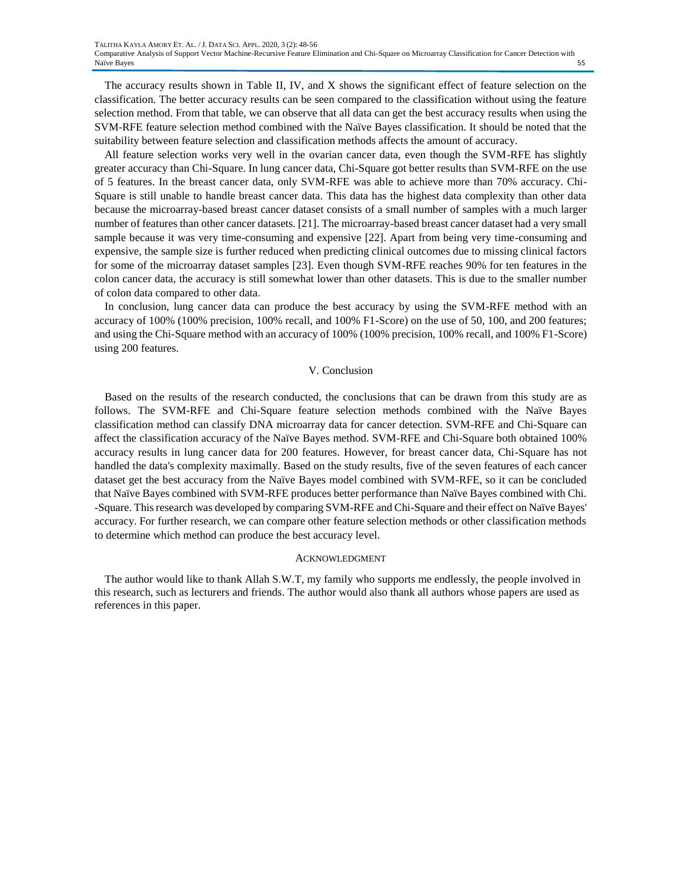The accuracy results shown in Table II, IV, and X shows the significant effect of feature selection on the classification. The better accuracy results can be seen compared to the classification without using the feature selection method. From that table, we can observe that all data can get the best accuracy results when using the SVM-RFE feature selection method combined with the Naïve Bayes classification. It should be noted that the suitability between feature selection and classification methods affects the amount of accuracy.

All feature selection works very well in the ovarian cancer data, even though the SVM-RFE has slightly greater accuracy than Chi-Square. In lung cancer data, Chi-Square got better results than SVM-RFE on the use of 5 features. In the breast cancer data, only SVM-RFE was able to achieve more than 70% accuracy. Chi-Square is still unable to handle breast cancer data. This data has the highest data complexity than other data because the microarray-based breast cancer dataset consists of a small number of samples with a much larger number of features than other cancer datasets. [21]. The microarray-based breast cancer dataset had a very small sample because it was very time-consuming and expensive [22]. Apart from being very time-consuming and expensive, the sample size is further reduced when predicting clinical outcomes due to missing clinical factors for some of the microarray dataset samples [23]. Even though SVM-RFE reaches 90% for ten features in the colon cancer data, the accuracy is still somewhat lower than other datasets. This is due to the smaller number of colon data compared to other data.

In conclusion, lung cancer data can produce the best accuracy by using the SVM-RFE method with an accuracy of 100% (100% precision, 100% recall, and 100% F1-Score) on the use of 50, 100, and 200 features; and using the Chi-Square method with an accuracy of 100% (100% precision, 100% recall, and 100% F1-Score) using 200 features.

## V. Conclusion

Based on the results of the research conducted, the conclusions that can be drawn from this study are as follows. The SVM-RFE and Chi-Square feature selection methods combined with the Naïve Bayes classification method can classify DNA microarray data for cancer detection. SVM-RFE and Chi-Square can affect the classification accuracy of the Naïve Bayes method. SVM-RFE and Chi-Square both obtained 100% accuracy results in lung cancer data for 200 features. However, for breast cancer data, Chi-Square has not handled the data's complexity maximally. Based on the study results, five of the seven features of each cancer dataset get the best accuracy from the Naïve Bayes model combined with SVM-RFE, so it can be concluded that Naïve Bayes combined with SVM-RFE produces better performance than Naïve Bayes combined with Chi. -Square. This research was developed by comparing SVM-RFE and Chi-Square and their effect on Naïve Bayes' accuracy. For further research, we can compare other feature selection methods or other classification methods to determine which method can produce the best accuracy level.

### Acknowledgment

The author would like to thank Allah S.W.T, my family who supports me endlessly, the people involved in this research, such as lecturers and friends. The author would also thank all authors whose papers are used as references in this paper.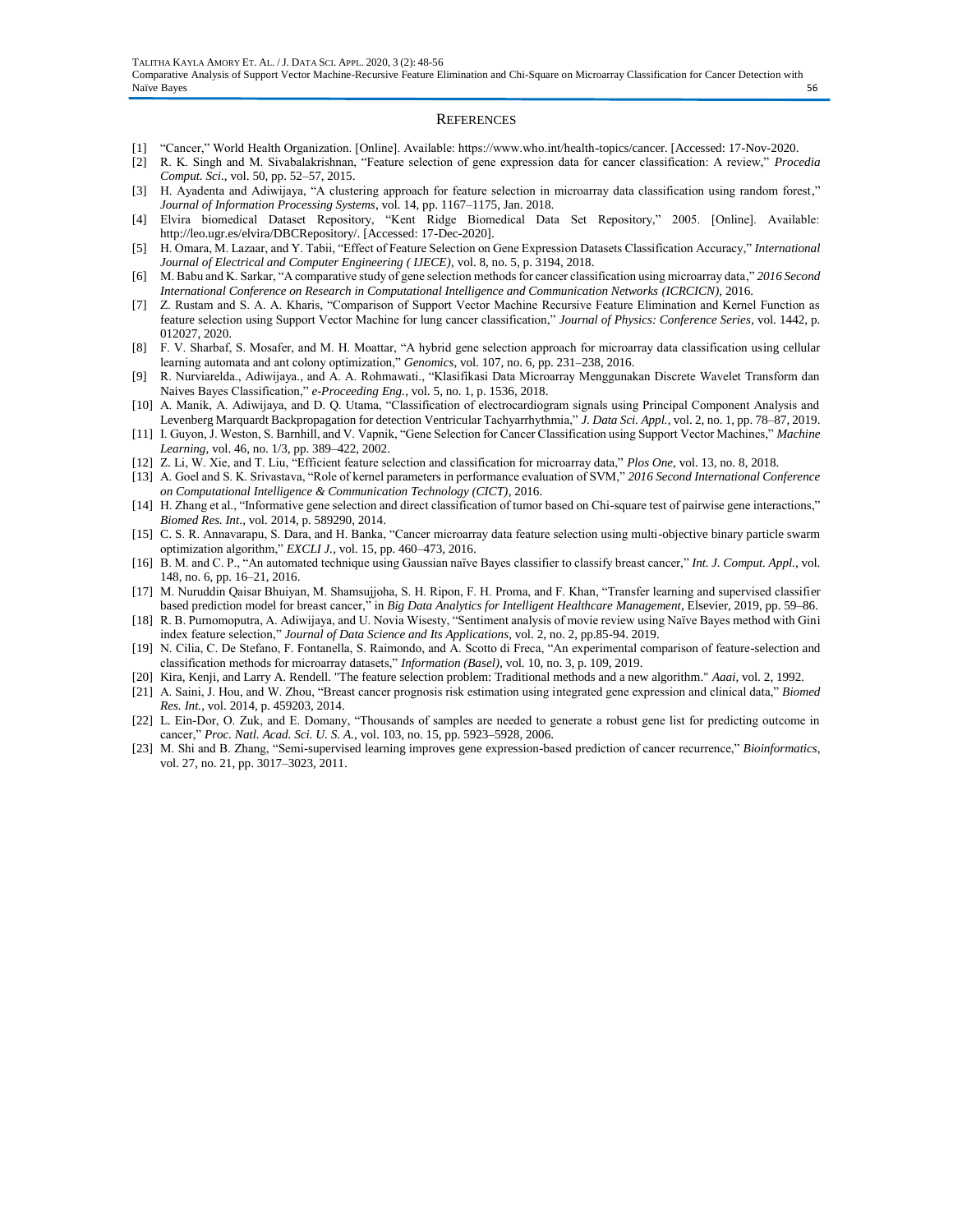## REFERENCES

[1] "Cancer," World Health Organization. [Online]. Available: https://www.who.int/health-topics/cancer. [Accessed: 17-Nov-2020.

[2] R. K. Singh and M. Sivabalakrishnan, "Feature selection of gene expression data for cancer classification: A review," *Procedia Comput. Sci.*, vol. 50, pp. 52–57, 2015.

[3] H. Ayadenta and Adiwijaya, "A clustering approach for feature selection in microarray data classification using random forest," *Journal of Information Processing Systems*, vol. 14, pp. 1167–1175, Jan. 2018.

[4] Elvira biomedical Dataset Repository, "Kent Ridge Biomedical Data Set Repository," 2005. [Online]. Available: http://leo.ugr.es/elvira/DBCRepository/. [Accessed: 17-Dec-2020].

[5] H. Omara, M. Lazaar, and Y. Tabii, "Effect of Feature Selection on Gene Expression Datasets Classification Accuracy," *International Journal of Electrical and Computer Engineering ( IJECE)*, vol. 8, no. 5, p. 3194, 2018.

[6] M. Babu and K. Sarkar, "A comparative study of gene selection methods for cancer classification using microarray data," *2016 Second International Conference on Research in Computational Intelligence and Communication Networks (ICRCICN)*, 2016.

[7] Z. Rustam and S. A. A. Kharis, "Comparison of Support Vector Machine Recursive Feature Elimination and Kernel Function as feature selection using Support Vector Machine for lung cancer classification," *Journal of Physics: Conference Series*, vol. 1442, p. 012027, 2020.

[8] F. V. Sharbaf, S. Mosafer, and M. H. Moattar, "A hybrid gene selection approach for microarray data classification using cellular learning automata and ant colony optimization," *Genomics*, vol. 107, no. 6, pp. 231–238, 2016.

[9] R. Nurviarelda., Adiwijaya., and A. A. Rohmawati., "Klasifikasi Data Microarray Menggunakan Discrete Wavelet Transform dan Naives Bayes Classification," *e-Proceeding Eng.*, vol. 5, no. 1, p. 1536, 2018.

[10] A. Manik, A. Adiwijaya, and D. Q. Utama, "Classification of electrocardiogram signals using Principal Component Analysis and Levenberg Marquardt Backpropagation for detection Ventricular Tachyarrhythmia," *J. Data Sci. Appl.*, vol. 2, no. 1, pp. 78–87, 2019.

[11] I. Guyon, J. Weston, S. Barnhill, and V. Vapnik, "Gene Selection for Cancer Classification using Support Vector Machines," *Machine Learning*, vol. 46, no. 1/3, pp. 389–422, 2002.

[12] Z. Li, W. Xie, and T. Liu, "Efficient feature selection and classification for microarray data," *Plos One*, vol. 13, no. 8, 2018.

[13] A. Goel and S. K. Srivastava, "Role of kernel parameters in performance evaluation of SVM," *2016 Second International Conference on Computational Intelligence & Communication Technology (CICT)*, 2016.

[14] H. Zhang et al., "Informative gene selection and direct classification of tumor based on Chi-square test of pairwise gene interactions," *Biomed Res. Int.*, vol. 2014, p. 589290, 2014.

[15] C. S. R. Annavarapu, S. Dara, and H. Banka, "Cancer microarray data feature selection using multi-objective binary particle swarm optimization algorithm," *EXCLI J.*, vol. 15, pp. 460–473, 2016.

[16] B. M. and C. P., "An automated technique using Gaussian naïve Bayes classifier to classify breast cancer," *Int. J. Comput. Appl.*, vol. 148, no. 6, pp. 16–21, 2016.

[17] M. Nuruddin Qaisar Bhuiyan, M. Shamsujjoha, S. H. Ripon, F. H. Proma, and F. Khan, "Transfer learning and supervised classifier based prediction model for breast cancer," in *Big Data Analytics for Intelligent Healthcare Management*, Elsevier, 2019, pp. 59–86.

[18] R. B. Purnomoputra, A. Adiwijaya, and U. Novia Wisesty, "Sentiment analysis of movie review using Naïve Bayes method with Gini index feature selection," *Journal of Data Science and Its Applications*, vol. 2, no. 2, pp.85-94. 2019.

[19] N. Cilia, C. De Stefano, F. Fontanella, S. Raimondo, and A. Scotto di Freca, "An experimental comparison of feature-selection and classification methods for microarray datasets," *Information (Basel)*, vol. 10, no. 3, p. 109, 2019.

[20] Kira, Kenji, and Larry A. Rendell. "The feature selection problem: Traditional methods and a new algorithm." *Aaai*, vol. 2, 1992.

[21] A. Saini, J. Hou, and W. Zhou, "Breast cancer prognosis risk estimation using integrated gene expression and clinical data," *Biomed Res. Int.*, vol. 2014, p. 459203, 2014.

[22] L. Ein-Dor, O. Zuk, and E. Domany, "Thousands of samples are needed to generate a robust gene list for predicting outcome in cancer," *Proc. Natl. Acad. Sci. U. S. A.*, vol. 103, no. 15, pp. 5923–5928, 2006.

[23] M. Shi and B. Zhang, "Semi-supervised learning improves gene expression-based prediction of cancer recurrence," *Bioinformatics*, vol. 27, no. 21, pp. 3017–3023, 2011.